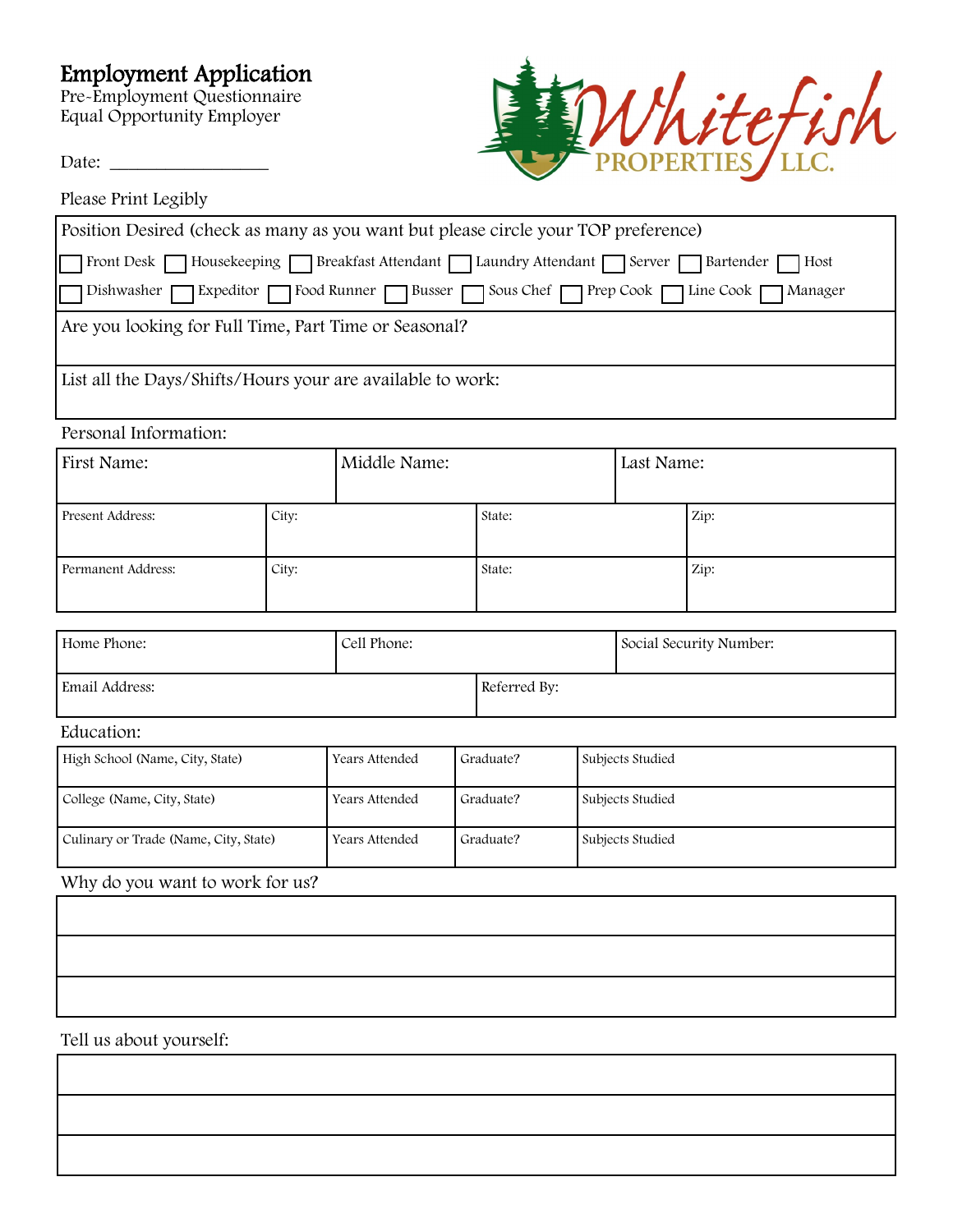# Employment Application

Pre-Employment Questionnaire
Equal Opportunity Employer

Date: ________________

Whitefish PROPERTIES LLC.

Please Print Legibly

| Position Desired (check as many as you want but please circle your TOP preference) |
|---|
| ☐ Front Desk ☐ Housekeeping ☐ Breakfast Attendant ☐ Laundry Attendant ☐ Server ☐ Bartender ☐ Host |
| ☐ Dishwasher ☐ Expeditor ☐ Food Runner ☐ Busser ☐ Sous Chef ☐ Prep Cook ☐ Line Cook ☐ Manager |
| Are you looking for Full Time, Part Time or Seasonal? |
| List all the Days/Shifts/Hours your are available to work: |

Personal Information:

| First Name: | Middle Name: | Last Name: |
|---|---|---|

| Present Address: | City: | State: | Zip: |
|---|---|---|---|
| Permanent Address: | City: | State: | Zip: |

| Home Phone: | Cell Phone: | Social Security Number: |
|---|---|---|

| Email Address: | Referred By: |
|---|---|

Education:

| High School (Name, City, State) | Years Attended | Graduate? | Subjects Studied |
|---|---|---|---|
| College (Name, City, State) | Years Attended | Graduate? | Subjects Studied |
| Culinary or Trade (Name, City, State) | Years Attended | Graduate? | Subjects Studied |

Why do you want to work for us?

| |
|---|
| |
| |
| |

Tell us about yourself:

| |
|---|
| |
| |
| |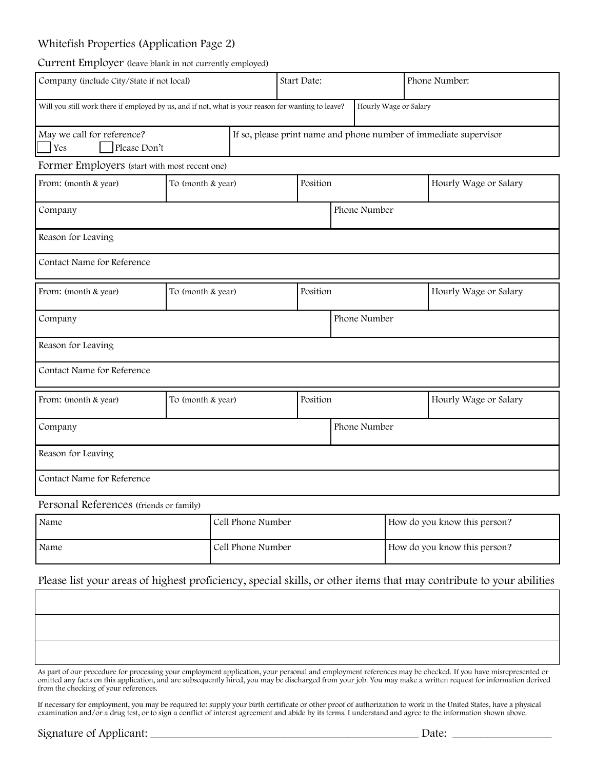Whitefish Properties (Application Page 2)

## Current Employer (leave blank in not currently employed)

| Company (include City/State if not local) | Start Date: | Phone Number: |
|---|---|---|
| Will you still work there if employed by us, and if not, what is your reason for wanting to leave? | Hourly Wage or Salary | |
| May we call for reference? ☐ Yes ☐ Please Don't | If so, please print name and phone number of immediate supervisor | |

## Former Employers (start with most recent one)

| From: (month & year) | To (month & year) | Position | Hourly Wage or Salary |
|---|---|---|---|
| Company | | Phone Number | |
| Reason for Leaving | | | |
| Contact Name for Reference | | | |

| From: (month & year) | To (month & year) | Position | Hourly Wage or Salary |
|---|---|---|---|
| Company | | Phone Number | |
| Reason for Leaving | | | |
| Contact Name for Reference | | | |

| From: (month & year) | To (month & year) | Position | Hourly Wage or Salary |
|---|---|---|---|
| Company | | Phone Number | |
| Reason for Leaving | | | |
| Contact Name for Reference | | | |

## Personal References (friends or family)

| Name | Cell Phone Number | How do you know this person? |
|---|---|---|
| Name | Cell Phone Number | How do you know this person? |

## Please list your areas of highest proficiency, special skills, or other items that may contribute to your abilities

| |
|---|
| |
| |
| |

As part of our procedure for processing your employment application, your personal and employment references may be checked. If you have misrepresented or omitted any facts on this application, and are subsequently hired, you may be discharged from your job. You may make a written request for information derived from the checking of your references.

If necessary for employment, you may be required to: supply your birth certificate or other proof of authorization to work in the United States, have a physical examination and/or a drug test, or to sign a conflict of interest agreement and abide by its terms. I understand and agree to the information shown above.

Signature of Applicant: ______________________________________________ Date: ________________